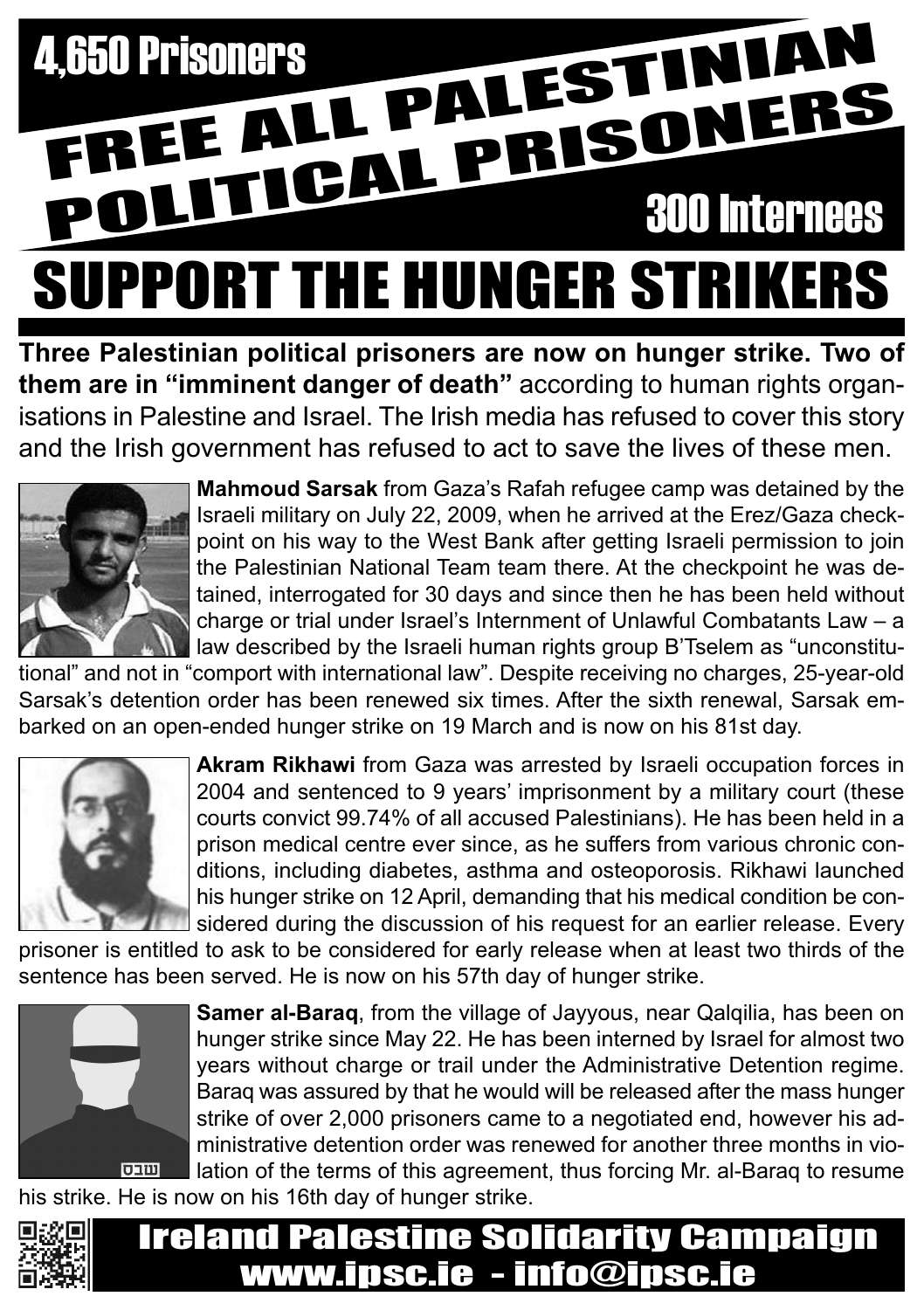4,650 Prisoners

# FREE ALL PALESTINIAN POLITICAL PRISONERS

300 Internees

# SUPPORT THE HUNGER STRIKERS

**Three Palestinian political prisoners are now on hunger strike. Two of them are in "imminent danger of death"** according to human rights organisations in Palestine and Israel. The Irish media has refused to cover this story and the Irish government has refused to act to save the lives of these men.

**Mahmoud Sarsak** from Gaza's Rafah refugee camp was detained by the Israeli military on July 22, 2009, when he arrived at the Erez/Gaza checkpoint on his way to the West Bank after getting Israeli permission to join the Palestinian National Team team there. At the checkpoint he was detained, interrogated for 30 days and since then he has been held without charge or trial under Israel's Internment of Unlawful Combatants Law – a law described by the Israeli human rights group B'Tselem as "unconstitutional" and not in "comport with international law". Despite receiving no charges, 25-year-old Sarsak's detention order has been renewed six times. After the sixth renewal, Sarsak embarked on an open-ended hunger strike on 19 March and is now on his 81st day.

**Akram Rikhawi** from Gaza was arrested by Israeli occupation forces in 2004 and sentenced to 9 years' imprisonment by a military court (these courts convict 99.74% of all accused Palestinians). He has been held in a prison medical centre ever since, as he suffers from various chronic conditions, including diabetes, asthma and osteoporosis. Rikhawi launched his hunger strike on 12 April, demanding that his medical condition be considered during the discussion of his request for an earlier release. Every prisoner is entitled to ask to be considered for early release when at least two thirds of the sentence has been served. He is now on his 57th day of hunger strike.

**Samer al-Baraq**, from the village of Jayyous, near Qalqilia, has been on hunger strike since May 22. He has been interned by Israel for almost two years without charge or trail under the Administrative Detention regime. Baraq was assured by that he would will be released after the mass hunger strike of over 2,000 prisoners came to a negotiated end, however his administrative detention order was renewed for another three months in violation of the terms of this agreement, thus forcing Mr. al-Baraq to resume his strike. He is now on his 16th day of hunger strike.

**Ireland Palestine Solidarity Campaign**
**www.ipsc.ie - info@ipsc.ie**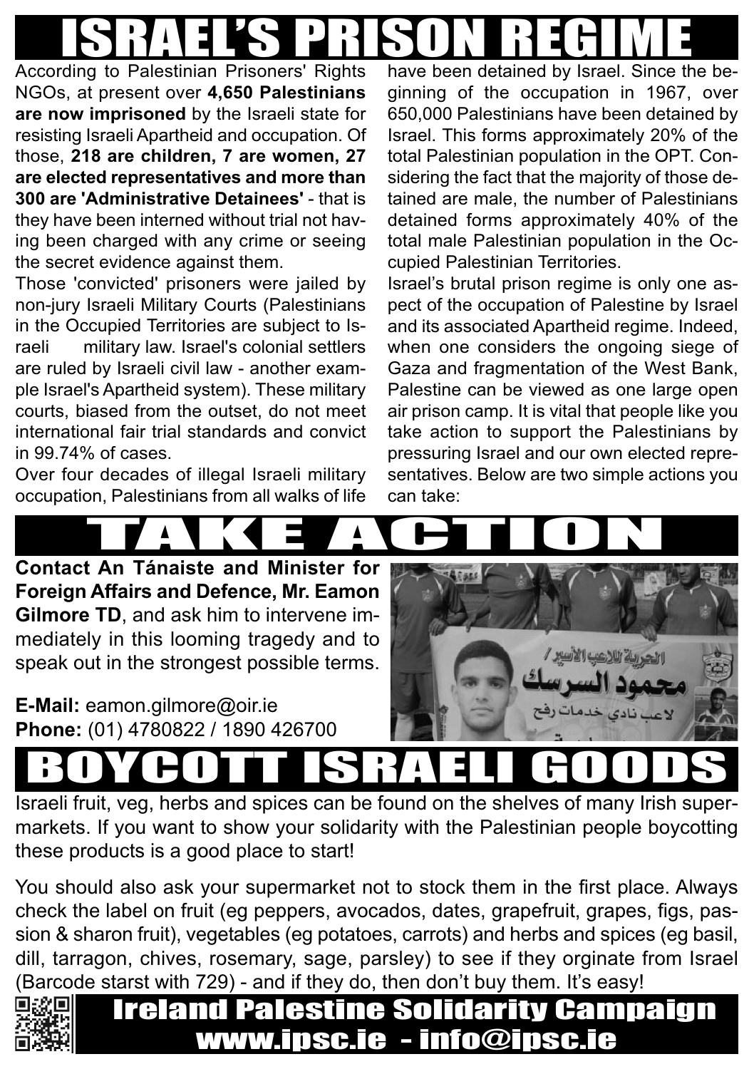# ISRAEL'S PRISON REGIME

According to Palestinian Prisoners' Rights NGOs, at present over **4,650 Palestinians are now imprisoned** by the Israeli state for resisting Israeli Apartheid and occupation. Of those, **218 are children, 7 are women, 27 are elected representatives and more than 300 are 'Administrative Detainees'** - that is they have been interned without trial not having been charged with any crime or seeing the secret evidence against them.

Those 'convicted' prisoners were jailed by non-jury Israeli Military Courts (Palestinians in the Occupied Territories are subject to Israeli military law. Israel's colonial settlers are ruled by Israeli civil law - another example Israel's Apartheid system). These military courts, biased from the outset, do not meet international fair trial standards and convict in 99.74% of cases.

Over four decades of illegal Israeli military occupation, Palestinians from all walks of life have been detained by Israel. Since the beginning of the occupation in 1967, over 650,000 Palestinians have been detained by Israel. This forms approximately 20% of the total Palestinian population in the OPT. Considering the fact that the majority of those detained are male, the number of Palestinians detained forms approximately 40% of the total male Palestinian population in the Occupied Palestinian Territories.

Israel's brutal prison regime is only one aspect of the occupation of Palestine by Israel and its associated Apartheid regime. Indeed, when one considers the ongoing siege of Gaza and fragmentation of the West Bank, Palestine can be viewed as one large open air prison camp. It is vital that people like you take action to support the Palestinians by pressuring Israel and our own elected representatives. Below are two simple actions you can take:

# TAKE ACTION

**Contact An Tánaiste and Minister for Foreign Affairs and Defence, Mr. Eamon Gilmore TD**, and ask him to intervene immediately in this looming tragedy and to speak out in the strongest possible terms.

**E-Mail:** eamon.gilmore@oir.ie
**Phone:** (01) 4780822 / 1890 426700

# BOYCOTT ISRAELI GOODS

Israeli fruit, veg, herbs and spices can be found on the shelves of many Irish supermarkets. If you want to show your solidarity with the Palestinian people boycotting these products is a good place to start!

You should also ask your supermarket not to stock them in the first place. Always check the label on fruit (eg peppers, avocados, dates, grapefruit, grapes, figs, passion & sharon fruit), vegetables (eg potatoes, carrots) and herbs and spices (eg basil, dill, tarragon, chives, rosemary, sage, parsley) to see if they orginate from Israel (Barcode starst with 729) - and if they do, then don't buy them. It's easy!

**Ireland Palestine Solidarity Campaign**
**www.ipsc.ie - info@ipsc.ie**